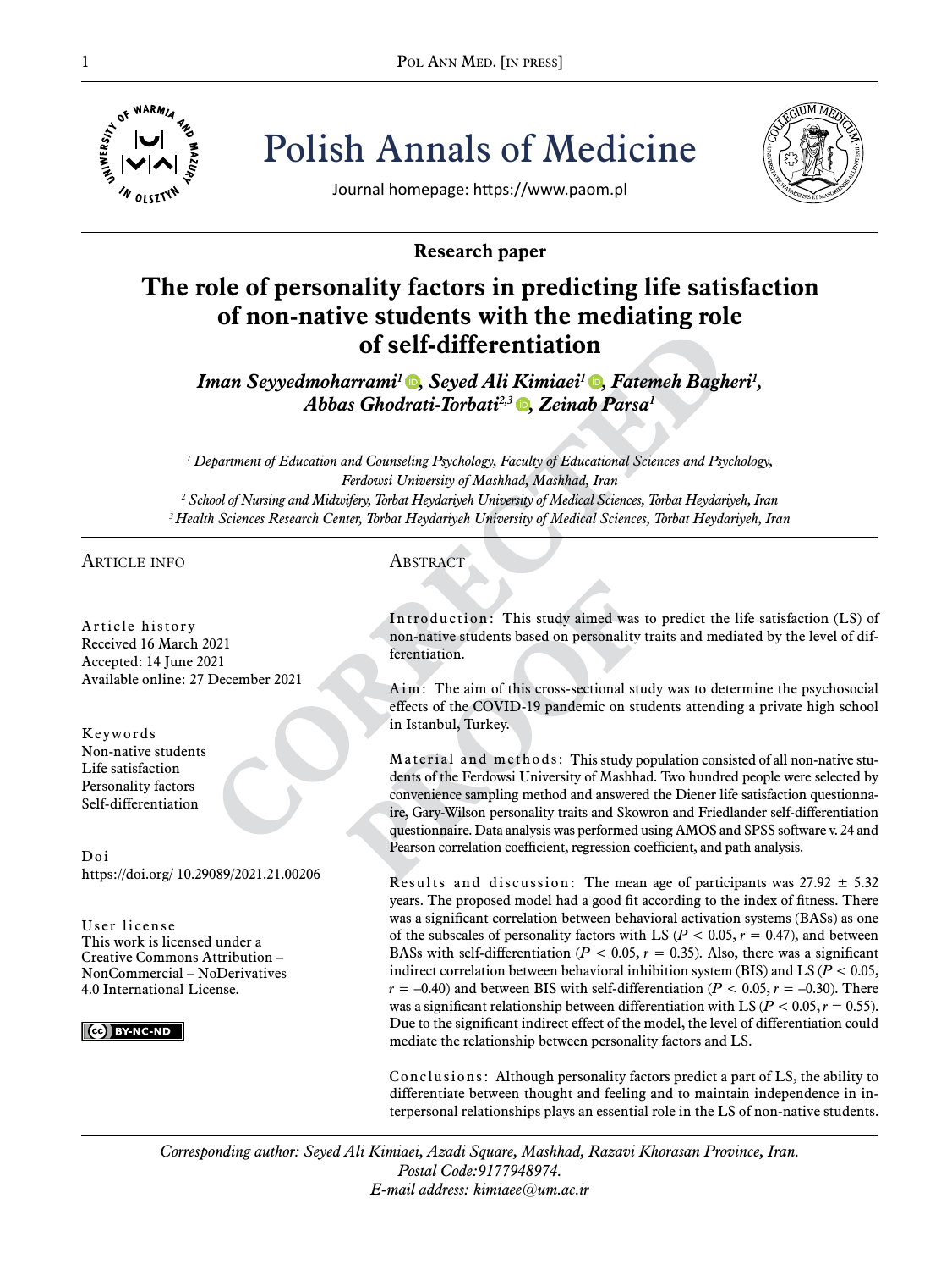Polish Annals of Medicine

Journal homepage: https://www.paom.pl

**Research paper**

# The role of personality factors in predicting life satisfaction of non-native students with the mediating role of self-differentiation

***Iman Seyyedmoharrami[1], Seyed Ali Kimiaei[1], Fatemeh Bagheri[1], Abbas Ghodrati-Torbati[2,3], Zeinab Parsa[1]***

*[1] Department of Education and Counseling Psychology, Faculty of Educational Sciences and Psychology, Ferdowsi University of Mashhad, Mashhad, Iran*
*[2] School of Nursing and Midwifery, Torbat Heydariyeh University of Medical Sciences, Torbat Heydariyeh, Iran*
*[3] Health Sciences Research Center, Torbat Heydariyeh University of Medical Sciences, Torbat Heydariyeh, Iran*

## Article info

Article history
Received 16 March 2021
Accepted: 14 June 2021
Available online: 27 December 2021

Keywords
Non-native students
Life satisfaction
Personality factors
Self-differentiation

Doi
https://doi.org/ 10.29089/2021.21.00206

User license
This work is licensed under a Creative Commons Attribution – NonCommercial – NoDerivatives 4.0 International License.

## Abstract

Introduction: This study aimed was to predict the life satisfaction (LS) of non-native students based on personality traits and mediated by the level of differentiation.

Aim: The aim of this cross-sectional study was to determine the psychosocial effects of the COVID-19 pandemic on students attending a private high school in Istanbul, Turkey.

Material and methods: This study population consisted of all non-native students of the Ferdowsi University of Mashhad. Two hundred people were selected by convenience sampling method and answered the Diener life satisfaction questionnaire, Gary-Wilson personality traits and Skowron and Friedlander self-differentiation questionnaire. Data analysis was performed using AMOS and SPSS software v. 24 and Pearson correlation coefficient, regression coefficient, and path analysis.

Results and discussion: The mean age of participants was 27.92 ± 5.32 years. The proposed model had a good fit according to the index of fitness. There was a significant correlation between behavioral activation systems (BASs) as one of the subscales of personality factors with LS ($P < 0.05$, $r = 0.47$), and between BASs with self-differentiation ($P < 0.05$, $r = 0.35$). Also, there was a significant indirect correlation between behavioral inhibition system (BIS) and LS ($P < 0.05$, $r = -0.40$) and between BIS with self-differentiation ($P < 0.05$, $r = -0.30$). There was a significant relationship between differentiation with LS ($P < 0.05$, $r = 0.55$). Due to the significant indirect effect of the model, the level of differentiation could mediate the relationship between personality factors and LS.

Conclusions: Although personality factors predict a part of LS, the ability to differentiate between thought and feeling and to maintain independence in interpersonal relationships plays an essential role in the LS of non-native students.

*Corresponding author: Seyed Ali Kimiaei, Azadi Square, Mashhad, Razavi Khorasan Province, Iran. Postal Code: 9177948974. E-mail address: kimiaee@um.ac.ir*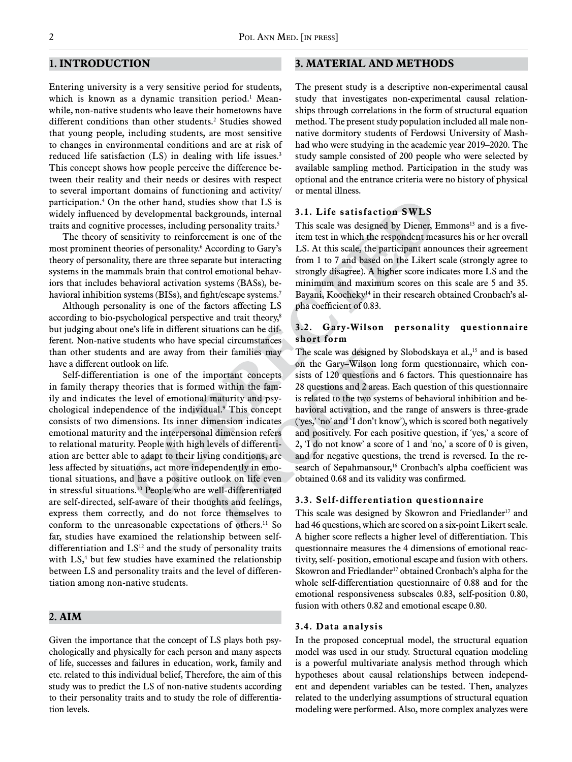## 1. INTRODUCTION

Entering university is a very sensitive period for students, which is known as a dynamic transition period.[1] Meanwhile, non-native students who leave their hometowns have different conditions than other students.[2] Studies showed that young people, including students, are most sensitive to changes in environmental conditions and are at risk of reduced life satisfaction (LS) in dealing with life issues.[3] This concept shows how people perceive the difference between their reality and their needs or desires with respect to several important domains of functioning and activity/participation.[4] On the other hand, studies show that LS is widely influenced by developmental backgrounds, internal traits and cognitive processes, including personality traits.[5]

The theory of sensitivity to reinforcement is one of the most prominent theories of personality.[6] According to Gary's theory of personality, there are three separate but interacting systems in the mammals brain that control emotional behaviors that includes behavioral activation systems (BASs), behavioral inhibition systems (BISs), and fight/escape systems.[7]

Although personality is one of the factors affecting LS according to bio-psychological perspective and trait theory,[8] but judging about one's life in different situations can be different. Non-native students who have special circumstances than other students and are away from their families may have a different outlook on life.

Self-differentiation is one of the important concepts in family therapy theories that is formed within the family and indicates the level of emotional maturity and psychological independence of the individual.[9] This concept consists of two dimensions. Its inner dimension indicates emotional maturity and the interpersonal dimension refers to relational maturity. People with high levels of differentiation are better able to adapt to their living conditions, are less affected by situations, act more independently in emotional situations, and have a positive outlook on life even in stressful situations.[10] People who are well-differentiated are self-directed, self-aware of their thoughts and feelings, express them correctly, and do not force themselves to conform to the unreasonable expectations of others.[11] So far, studies have examined the relationship between self-differentiation and LS[12] and the study of personality traits with LS,[4] but few studies have examined the relationship between LS and personality traits and the level of differentiation among non-native students.

## 2. AIM

Given the importance that the concept of LS plays both psychologically and physically for each person and many aspects of life, successes and failures in education, work, family and etc. related to this individual belief, Therefore, the aim of this study was to predict the LS of non-native students according to their personality traits and to study the role of differentiation levels.

## 3. MATERIAL AND METHODS

The present study is a descriptive non-experimental causal study that investigates non-experimental causal relationships through correlations in the form of structural equation method. The present study population included all male non-native dormitory students of Ferdowsi University of Mashhad who were studying in the academic year 2019–2020. The study sample consisted of 200 people who were selected by available sampling method. Participation in the study was optional and the entrance criteria were no history of physical or mental illness.

### 3.1. Life satisfaction SWLS

This scale was designed by Diener, Emmons[13] and is a five-item test in which the respondent measures his or her overall LS. At this scale, the participant announces their agreement from 1 to 7 and based on the Likert scale (strongly agree to strongly disagree). A higher score indicates more LS and the minimum and maximum scores on this scale are 5 and 35. Bayani, Koocheky[14] in their research obtained Cronbach's alpha coefficient of 0.83.

### 3.2. Gary-Wilson personality questionnaire short form

The scale was designed by Slobodskaya et al.,[15] and is based on the Gary–Wilson long form questionnaire, which consists of 120 questions and 6 factors. This questionnaire has 28 questions and 2 areas. Each question of this questionnaire is related to the two systems of behavioral inhibition and behavioral activation, and the range of answers is three-grade ('yes,' 'no' and 'I don't know'), which is scored both negatively and positively. For each positive question, if 'yes,' a score of 2, 'I do not know' a score of 1 and 'no,' a score of 0 is given, and for negative questions, the trend is reversed. In the research of Sepahmansour,[16] Cronbach's alpha coefficient was obtained 0.68 and its validity was confirmed.

### 3.3. Self-differentiation questionnaire

This scale was designed by Skowron and Friedlander[17] and had 46 questions, which are scored on a six-point Likert scale. A higher score reflects a higher level of differentiation. This questionnaire measures the 4 dimensions of emotional reactivity, self- position, emotional escape and fusion with others. Skowron and Friedlander[17] obtained Cronbach's alpha for the whole self-differentiation questionnaire of 0.88 and for the emotional responsiveness subscales 0.83, self-position 0.80, fusion with others 0.82 and emotional escape 0.80.

### 3.4. Data analysis

In the proposed conceptual model, the structural equation model was used in our study. Structural equation modeling is a powerful multivariate analysis method through which hypotheses about causal relationships between independent and dependent variables can be tested. Then, analyzes related to the underlying assumptions of structural equation modeling were performed. Also, more complex analyzes were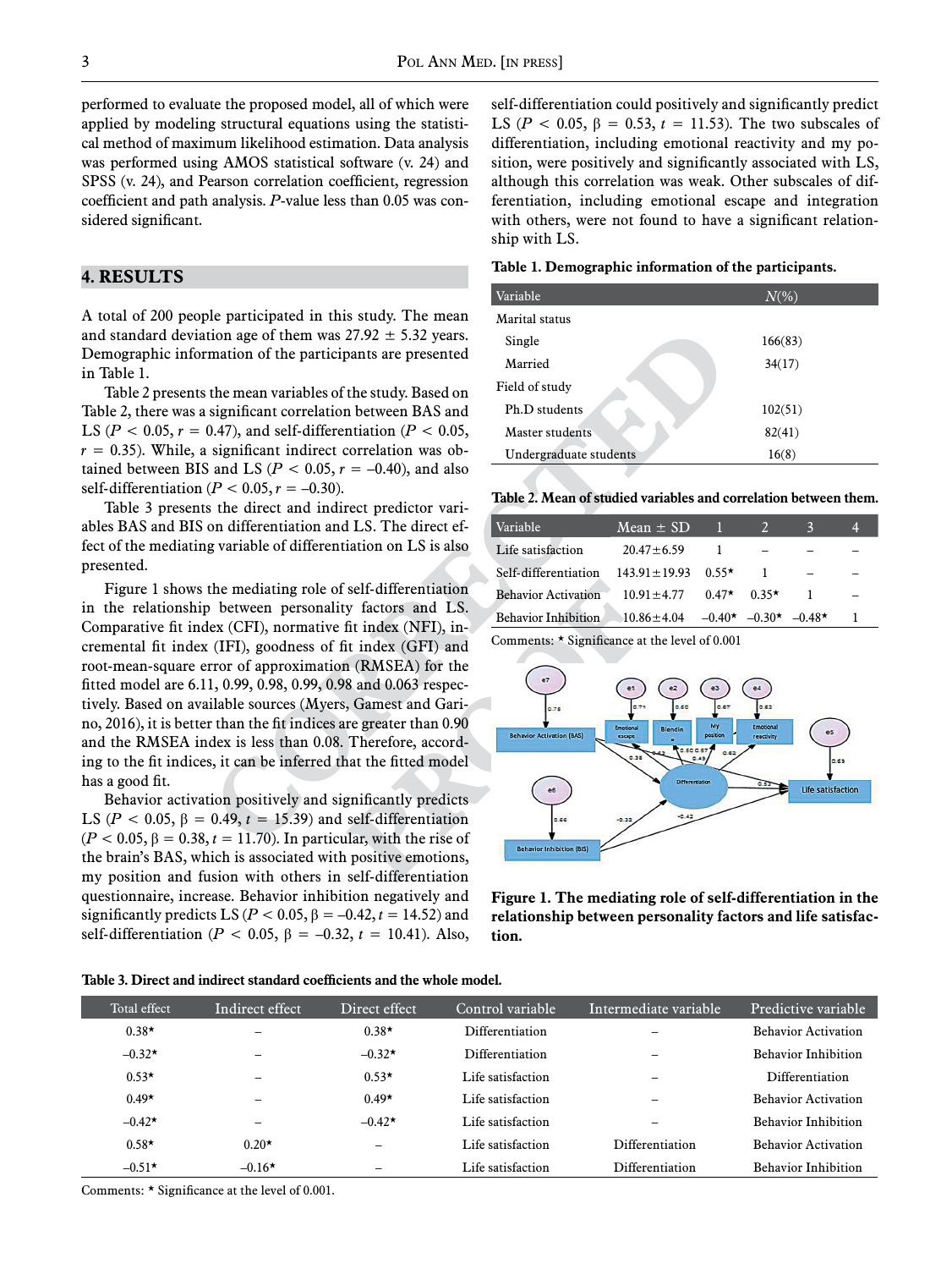performed to evaluate the proposed model, all of which were applied by modeling structural equations using the statistical method of maximum likelihood estimation. Data analysis was performed using AMOS statistical software (v. 24) and SPSS (v. 24), and Pearson correlation coefficient, regression coefficient and path analysis. *P*-value less than 0.05 was considered significant.

## 4. RESULTS

A total of 200 people participated in this study. The mean and standard deviation age of them was 27.92 ± 5.32 years. Demographic information of the participants are presented in Table 1.

Table 2 presents the mean variables of the study. Based on Table 2, there was a significant correlation between BAS and LS ($P < 0.05$, $r = 0.47$), and self-differentiation ($P < 0.05$, $r = 0.35$). While, a significant indirect correlation was obtained between BIS and LS ($P < 0.05$, $r = –0.40$), and also self-differentiation ($P < 0.05$, $r = –0.30$).

Table 3 presents the direct and indirect predictor variables BAS and BIS on differentiation and LS. The direct effect of the mediating variable of differentiation on LS is also presented.

Figure 1 shows the mediating role of self-differentiation in the relationship between personality factors and LS. Comparative fit index (CFI), normative fit index (NFI), incremental fit index (IFI), goodness of fit index (GFI) and root-mean-square error of approximation (RMSEA) for the fitted model are 6.11, 0.99, 0.98, 0.99, 0.98 and 0.063 respectively. Based on available sources (Myers, Gamest and Garino, 2016), it is better than the fit indices are greater than 0.90 and the RMSEA index is less than 0.08. Therefore, according to the fit indices, it can be inferred that the fitted model has a good fit.

Behavior activation positively and significantly predicts LS ($P < 0.05$, $\beta = 0.49$, $t = 15.39$) and self-differentiation ($P < 0.05$, $\beta = 0.38$, $t = 11.70$). In particular, with the rise of the brain's BAS, which is associated with positive emotions, my position and fusion with others in self-differentiation questionnaire, increase. Behavior inhibition negatively and significantly predicts LS ($P < 0.05$, $\beta = –0.42$, $t = 14.52$) and self-differentiation ($P < 0.05$, $\beta = –0.32$, $t = 10.41$). Also, self-differentiation could positively and significantly predict LS ($P < 0.05$, $\beta = 0.53$, $t = 11.53$). The two subscales of differentiation, including emotional reactivity and my position, were positively and significantly associated with LS, although this correlation was weak. Other subscales of differentiation, including emotional escape and integration with others, were not found to have a significant relationship with LS.

**Table 1. Demographic information of the participants.**

| Variable | *N*(%) |
|---|---|
| Marital status | |
| Single | 166(83) |
| Married | 34(17) |
| Field of study | |
| Ph.D students | 102(51) |
| Master students | 82(41) |
| Undergraduate students | 16(8) |

**Table 2. Mean of studied variables and correlation between them.**

| Variable | Mean ± SD | 1 | 2 | 3 | 4 |
|---|---|---|---|---|---|
| Life satisfaction | 20.47±6.59 | 1 | – | – | – |
| Self-differentiation | 143.91±19.93 | 0.55* | 1 | – | – |
| Behavior Activation | 10.91±4.77 | 0.47* | 0.35* | 1 | – |
| Behavior Inhibition | 10.86±4.04 | –0.40* | –0.30* | –0.48* | 1 |

Comments: * Significance at the level of 0.001

**Figure 1. The mediating role of self-differentiation in the relationship between personality factors and life satisfaction.**

**Table 3. Direct and indirect standard coefficients and the whole model.**

| Total effect | Indirect effect | Direct effect | Control variable | Intermediate variable | Predictive variable |
|---|---|---|---|---|---|
| 0.38* | – | 0.38* | Differentiation | – | Behavior Activation |
| –0.32* | – | –0.32* | Differentiation | – | Behavior Inhibition |
| 0.53* | – | 0.53* | Life satisfaction | – | Differentiation |
| 0.49* | – | 0.49* | Life satisfaction | – | Behavior Activation |
| –0.42* | – | –0.42* | Life satisfaction | – | Behavior Inhibition |
| 0.58* | 0.20* | – | Life satisfaction | Differentiation | Behavior Activation |
| –0.51* | –0.16* | – | Life satisfaction | Differentiation | Behavior Inhibition |

Comments: * Significance at the level of 0.001.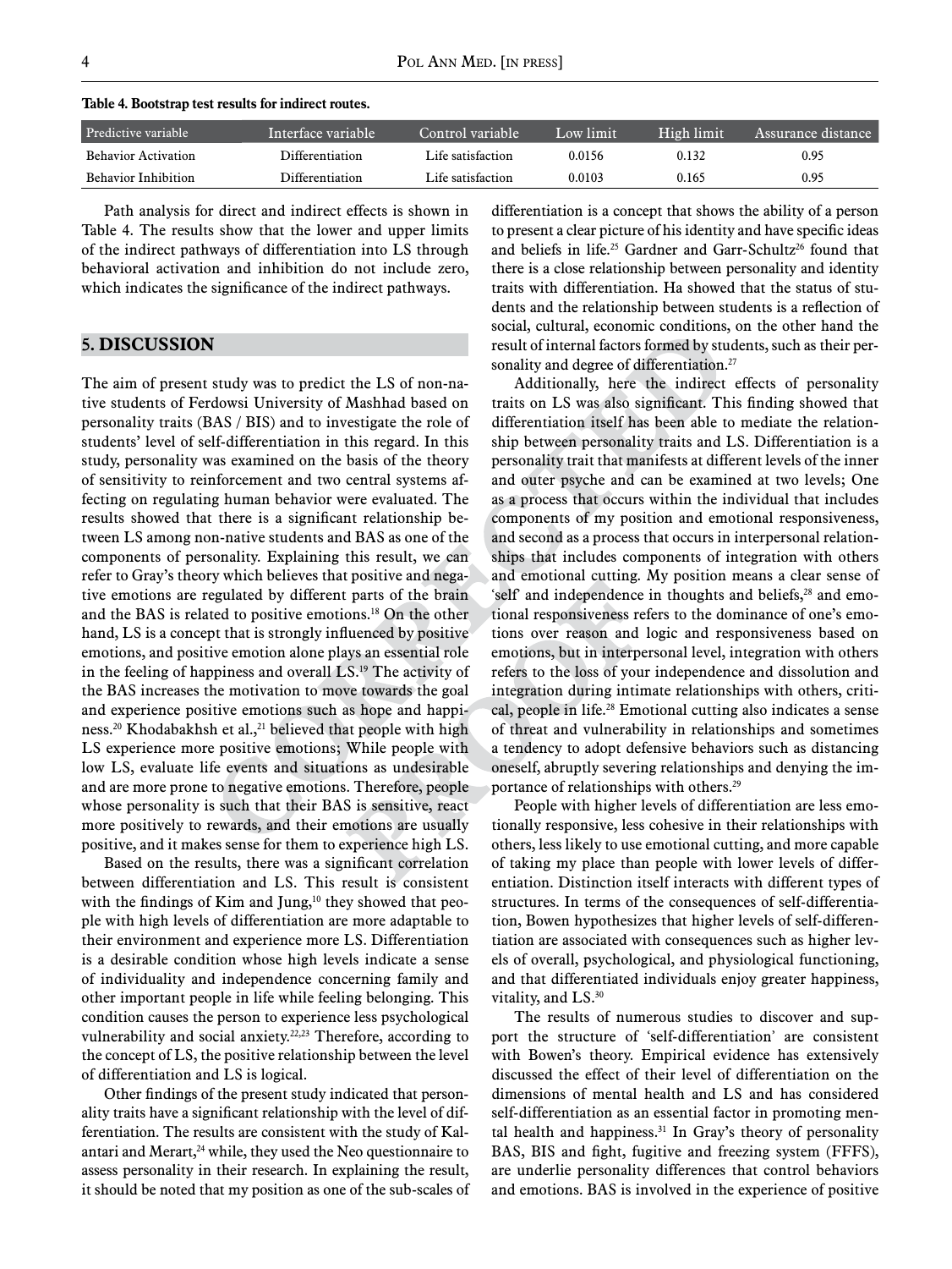**Table 4. Bootstrap test results for indirect routes.**

| Predictive variable | Interface variable | Control variable | Low limit | High limit | Assurance distance |
|---|---|---|---|---|---|
| Behavior Activation | Differentiation | Life satisfaction | 0.0156 | 0.132 | 0.95 |
| Behavior Inhibition | Differentiation | Life satisfaction | 0.0103 | 0.165 | 0.95 |

Path analysis for direct and indirect effects is shown in Table 4. The results show that the lower and upper limits of the indirect pathways of differentiation into LS through behavioral activation and inhibition do not include zero, which indicates the significance of the indirect pathways.

## 5. DISCUSSION

The aim of present study was to predict the LS of non-native students of Ferdowsi University of Mashhad based on personality traits (BAS / BIS) and to investigate the role of students' level of self-differentiation in this regard. In this study, personality was examined on the basis of the theory of sensitivity to reinforcement and two central systems affecting on regulating human behavior were evaluated. The results showed that there is a significant relationship between LS among non-native students and BAS as one of the components of personality. Explaining this result, we can refer to Gray's theory which believes that positive and negative emotions are regulated by different parts of the brain and the BAS is related to positive emotions.[18] On the other hand, LS is a concept that is strongly influenced by positive emotions, and positive emotion alone plays an essential role in the feeling of happiness and overall LS.[19] The activity of the BAS increases the motivation to move towards the goal and experience positive emotions such as hope and happiness.[20] Khodabakhsh et al.,[21] believed that people with high LS experience more positive emotions; While people with low LS, evaluate life events and situations as undesirable and are more prone to negative emotions. Therefore, people whose personality is such that their BAS is sensitive, react more positively to rewards, and their emotions are usually positive, and it makes sense for them to experience high LS.

Based on the results, there was a significant correlation between differentiation and LS. This result is consistent with the findings of Kim and Jung,[10] they showed that people with high levels of differentiation are more adaptable to their environment and experience more LS. Differentiation is a desirable condition whose high levels indicate a sense of individuality and independence concerning family and other important people in life while feeling belonging. This condition causes the person to experience less psychological vulnerability and social anxiety.[22,23] Therefore, according to the concept of LS, the positive relationship between the level of differentiation and LS is logical.

Other findings of the present study indicated that personality traits have a significant relationship with the level of differentiation. The results are consistent with the study of Kalantari and Merart,[24] while, they used the Neo questionnaire to assess personality in their research. In explaining the result, it should be noted that my position as one of the sub-scales of differentiation is a concept that shows the ability of a person to present a clear picture of his identity and have specific ideas and beliefs in life.[25] Gardner and Garr-Schultz[26] found that there is a close relationship between personality and identity traits with differentiation. Ha showed that the status of students and the relationship between students is a reflection of social, cultural, economic conditions, on the other hand the result of internal factors formed by students, such as their personality and degree of differentiation.[27]

Additionally, here the indirect effects of personality traits on LS was also significant. This finding showed that differentiation itself has been able to mediate the relationship between personality traits and LS. Differentiation is a personality trait that manifests at different levels of the inner and outer psyche and can be examined at two levels; One as a process that occurs within the individual that includes components of my position and emotional responsiveness, and second as a process that occurs in interpersonal relationships that includes components of integration with others and emotional cutting. My position means a clear sense of 'self' and independence in thoughts and beliefs,[28] and emotional responsiveness refers to the dominance of one's emotions over reason and logic and responsiveness based on emotions, but in interpersonal level, integration with others refers to the loss of your independence and dissolution and integration during intimate relationships with others, critical, people in life.[28] Emotional cutting also indicates a sense of threat and vulnerability in relationships and sometimes a tendency to adopt defensive behaviors such as distancing oneself, abruptly severing relationships and denying the importance of relationships with others.[29]

People with higher levels of differentiation are less emotionally responsive, less cohesive in their relationships with others, less likely to use emotional cutting, and more capable of taking my place than people with lower levels of differentiation. Distinction itself interacts with different types of structures. In terms of the consequences of self-differentiation, Bowen hypothesizes that higher levels of self-differentiation are associated with consequences such as higher levels of overall, psychological, and physiological functioning, and that differentiated individuals enjoy greater happiness, vitality, and LS.[30]

The results of numerous studies to discover and support the structure of 'self-differentiation' are consistent with Bowen's theory. Empirical evidence has extensively discussed the effect of their level of differentiation on the dimensions of mental health and LS and has considered self-differentiation as an essential factor in promoting mental health and happiness.[31] In Gray's theory of personality BAS, BIS and fight, fugitive and freezing system (FFFS), are underlie personality differences that control behaviors and emotions. BAS is involved in the experience of positive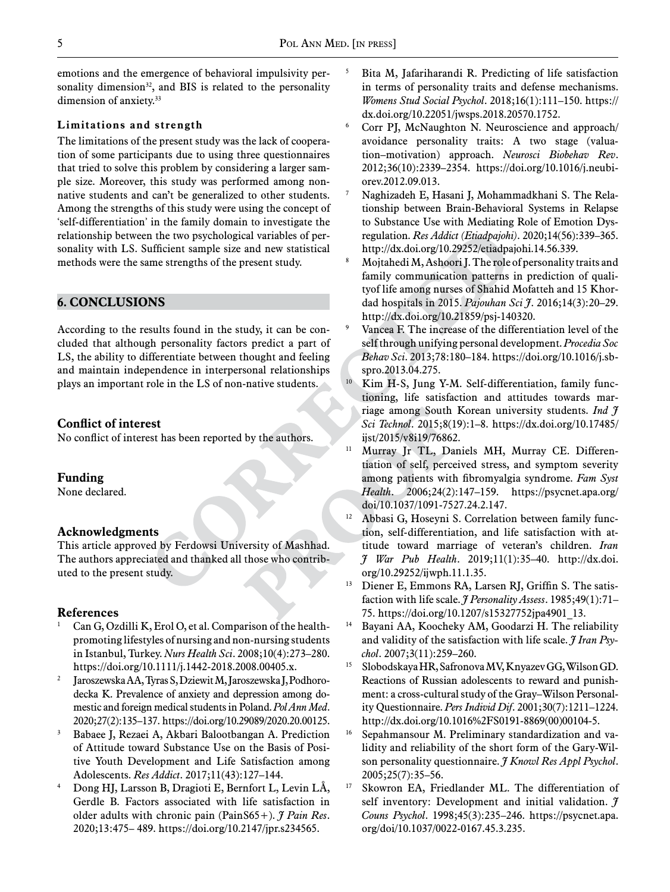emotions and the emergence of behavioral impulsivity personality dimension[32], and BIS is related to the personality dimension of anxiety.[33]

### Limitations and strength

The limitations of the present study was the lack of cooperation of some participants due to using three questionnaires that tried to solve this problem by considering a larger sample size. Moreover, this study was performed among non-native students and can't be generalized to other students. Among the strengths of this study were using the concept of 'self-differentiation' in the family domain to investigate the relationship between the two psychological variables of personality with LS. Sufficient sample size and new statistical methods were the same strengths of the present study.

## 6. CONCLUSIONS

According to the results found in the study, it can be concluded that although personality factors predict a part of LS, the ability to differentiate between thought and feeling and maintain independence in interpersonal relationships plays an important role in the LS of non-native students.

### Conflict of interest

No conflict of interest has been reported by the authors.

### Funding

None declared.

### Acknowledgments

This article approved by Ferdowsi University of Mashhad. The authors appreciated and thanked all those who contributed to the present study.

### References

1. Can G, Ozdilli K, Erol O, et al. Comparison of the health-promoting lifestyles of nursing and non-nursing students in Istanbul, Turkey. *Nurs Health Sci*. 2008;10(4):273–280. https://doi.org/10.1111/j.1442-2018.2008.00405.x.
2. Jaroszewska AA, Tyras S, Dziewit M, Jaroszewska J, Podhorodecka K. Prevalence of anxiety and depression among domestic and foreign medical students in Poland. *Pol Ann Med*. 2020;27(2):135–137. https://doi.org/10.29089/2020.20.00125.
3. Babaee J, Rezaei A, Akbari Balootbangan A. Prediction of Attitude toward Substance Use on the Basis of Positive Youth Development and Life Satisfaction among Adolescents. *Res Addict*. 2017;11(43):127–144.
4. Dong HJ, Larsson B, Dragioti E, Bernfort L, Levin LÅ, Gerdle B. Factors associated with life satisfaction in older adults with chronic pain (PainS65+). *J Pain Res*. 2020;13:475– 489. https://doi.org/10.2147/jpr.s234565.
5. Bita M, Jafariharandi R. Predicting of life satisfaction in terms of personality traits and defense mechanisms. *Womens Stud Social Psychol*. 2018;16(1):111–150. https://dx.doi.org/10.22051/jwsps.2018.20570.1752.
6. Corr PJ, McNaughton N. Neuroscience and approach/avoidance personality traits: A two stage (valuation–motivation) approach. *Neurosci Biobehav Rev*. 2012;36(10):2339–2354. https://doi.org/10.1016/j.neubiorev.2012.09.013.
7. Naghizadeh E, Hasani J, Mohammadkhani S. The Relationship between Brain-Behavioral Systems in Relapse to Substance Use with Mediating Role of Emotion Dysregulation. *Res Addict (Etiadpajohi)*. 2020;14(56):339–365. http://dx.doi.org/10.29252/etiadpajohi.14.56.339.
8. Mojtahedi M, Ashoori J. The role of personality traits and family communication patterns in prediction of qualityof life among nurses of Shahid Mofatteh and 15 Khordad hospitals in 2015. *Pajouhan Sci J*. 2016;14(3):20–29. http://dx.doi.org/10.21859/psj-140320.
9. Vancea F. The increase of the differentiation level of the self through unifying personal development. *Procedia Soc Behav Sci*. 2013;78:180–184. https://doi.org/10.1016/j.sbspro.2013.04.275.
10. Kim H-S, Jung Y-M. Self-differentiation, family functioning, life satisfaction and attitudes towards marriage among South Korean university students. *Ind J Sci Technol*. 2015;8(19):1–8. https://dx.doi.org/10.17485/ijst/2015/v8i19/76862.
11. Murray Jr TL, Daniels MH, Murray CE. Differentiation of self, perceived stress, and symptom severity among patients with fibromyalgia syndrome. *Fam Syst Health*. 2006;24(2):147–159. https://psycnet.apa.org/doi/10.1037/1091-7527.24.2.147.
12. Abbasi G, Hoseyni S. Correlation between family function, self-differentiation, and life satisfaction with attitude toward marriage of veteran's children. *Iran J War Pub Health*. 2019;11(1):35–40. http://dx.doi.org/10.29252/ijwph.11.1.35.
13. Diener E, Emmons RA, Larsen RJ, Griffin S. The satisfaction with life scale. *J Personality Assess*. 1985;49(1):71–75. https://doi.org/10.1207/s15327752jpa4901_13.
14. Bayani AA, Koocheky AM, Goodarzi H. The reliability and validity of the satisfaction with life scale. *J Iran Psychol*. 2007;3(11):259–260.
15. Slobodskaya HR, Safronova MV, Knyazev GG, Wilson GD. Reactions of Russian adolescents to reward and punishment: a cross-cultural study of the Gray–Wilson Personality Questionnaire. *Pers Individ Dif*. 2001;30(7):1211–1224. http://dx.doi.org/10.1016%2FS0191-8869(00)00104-5.
16. Sepahmansour M. Preliminary standardization and validity and reliability of the short form of the Gary-Wilson personality questionnaire. *J Knowl Res Appl Psychol*. 2005;25(7):35–56.
17. Skowron EA, Friedlander ML. The differentiation of self inventory: Development and initial validation. *J Couns Psychol*. 1998;45(3):235–246. https://psycnet.apa.org/doi/10.1037/0022-0167.45.3.235.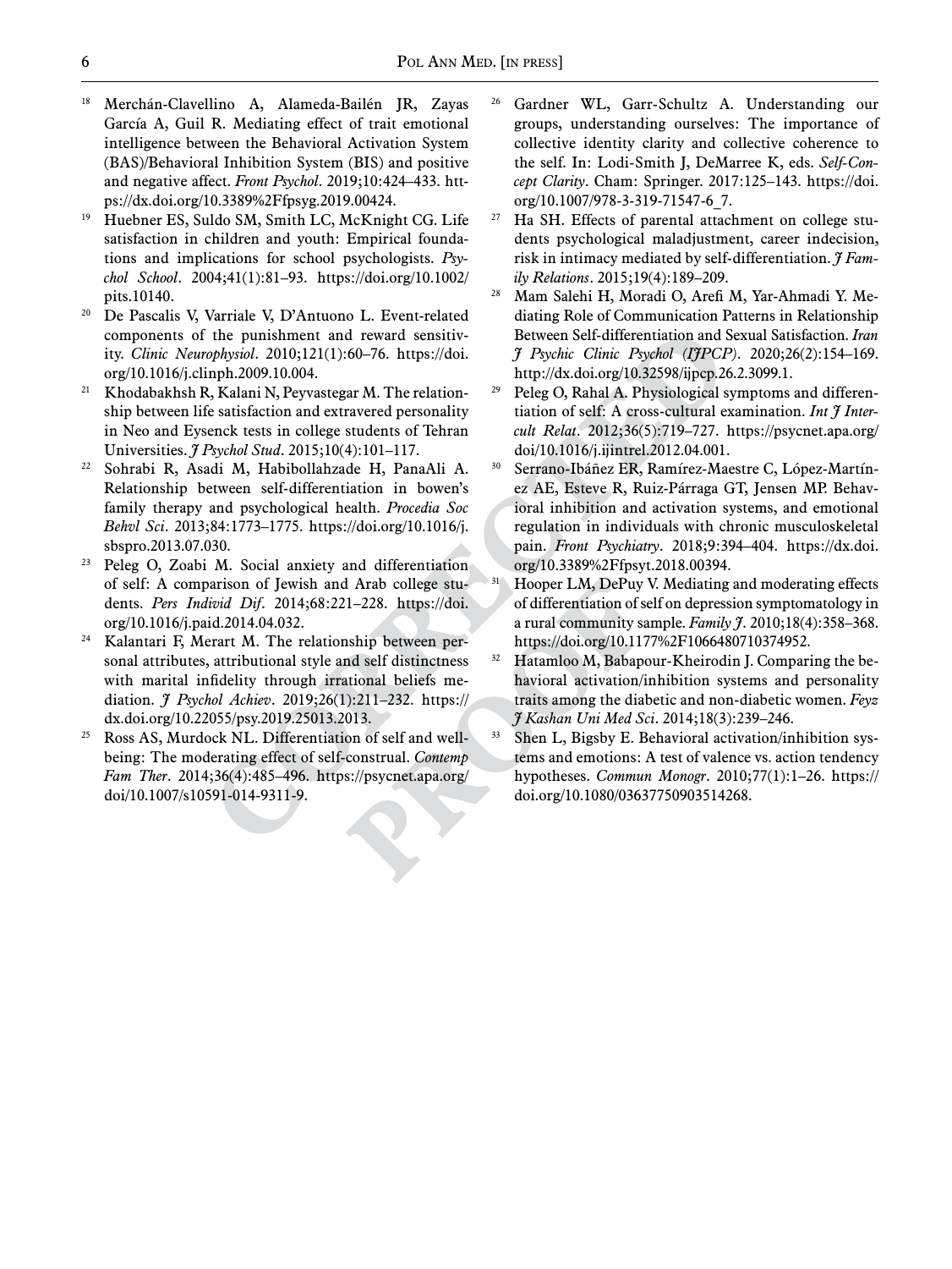18. Merchán-Clavellino A, Alameda-Bailén JR, Zayas García A, Guil R. Mediating effect of trait emotional intelligence between the Behavioral Activation System (BAS)/Behavioral Inhibition System (BIS) and positive and negative affect. *Front Psychol*. 2019;10:424–433. https://dx.doi.org/10.3389%2Ffpsyg.2019.00424.
19. Huebner ES, Suldo SM, Smith LC, McKnight CG. Life satisfaction in children and youth: Empirical foundations and implications for school psychologists. *Psychol School*. 2004;41(1):81–93. https://doi.org/10.1002/pits.10140.
20. De Pascalis V, Varriale V, D'Antuono L. Event-related components of the punishment and reward sensitivity. *Clinic Neurophysiol*. 2010;121(1):60–76. https://doi.org/10.1016/j.clinph.2009.10.004.
21. Khodabakhsh R, Kalani N, Peyvastegar M. The relationship between life satisfaction and extravered personality in Neo and Eysenck tests in college students of Tehran Universities. *J Psychol Stud*. 2015;10(4):101–117.
22. Sohrabi R, Asadi M, Habibollahzade H, PanaAli A. Relationship between self-differentiation in bowen's family therapy and psychological health. *Procedia Soc Behvl Sci*. 2013;84:1773–1775. https://doi.org/10.1016/j.sbspro.2013.07.030.
23. Peleg O, Zoabi M. Social anxiety and differentiation of self: A comparison of Jewish and Arab college students. *Pers Individ Dif*. 2014;68:221–228. https://doi.org/10.1016/j.paid.2014.04.032.
24. Kalantari F, Merart M. The relationship between personal attributes, attributional style and self distinctness with marital infidelity through irrational beliefs mediation. *J Psychol Achiev*. 2019;26(1):211–232. https://dx.doi.org/10.22055/psy.2019.25013.2013.
25. Ross AS, Murdock NL. Differentiation of self and well-being: The moderating effect of self-construal. *Contemp Fam Ther*. 2014;36(4):485–496. https://psycnet.apa.org/doi/10.1007/s10591-014-9311-9.
26. Gardner WL, Garr-Schultz A. Understanding our groups, understanding ourselves: The importance of collective identity clarity and collective coherence to the self. In: Lodi-Smith J, DeMarree K, eds. *Self-Concept Clarity*. Cham: Springer. 2017:125–143. https://doi.org/10.1007/978-3-319-71547-6_7.
27. Ha SH. Effects of parental attachment on college students psychological maladjustment, career indecision, risk in intimacy mediated by self-differentiation. *J Family Relations*. 2015;19(4):189–209.
28. Mam Salehi H, Moradi O, Arefi M, Yar-Ahmadi Y. Mediating Role of Communication Patterns in Relationship Between Self-differentiation and Sexual Satisfaction. *Iran J Psychic Clinic Psychol (IJPCP)*. 2020;26(2):154–169. http://dx.doi.org/10.32598/ijpcp.26.2.3099.1.
29. Peleg O, Rahal A. Physiological symptoms and differentiation of self: A cross-cultural examination. *Int J Intercult Relat*. 2012;36(5):719–727. https://psycnet.apa.org/doi/10.1016/j.ijintrel.2012.04.001.
30. Serrano-Ibáñez ER, Ramírez-Maestre C, López-Martínez AE, Esteve R, Ruiz-Párraga GT, Jensen MP. Behavioral inhibition and activation systems, and emotional regulation in individuals with chronic musculoskeletal pain. *Front Psychiatry*. 2018;9:394–404. https://dx.doi.org/10.3389%2Ffpsyt.2018.00394.
31. Hooper LM, DePuy V. Mediating and moderating effects of differentiation of self on depression symptomatology in a rural community sample. *Family J*. 2010;18(4):358–368. https://doi.org/10.1177%2F1066480710374952.
32. Hatamloo M, Babapour-Kheirodin J. Comparing the behavioral activation/inhibition systems and personality traits among the diabetic and non-diabetic women. *Feyz J Kashan Uni Med Sci*. 2014;18(3):239–246.
33. Shen L, Bigsby E. Behavioral activation/inhibition systems and emotions: A test of valence vs. action tendency hypotheses. *Commun Monogr*. 2010;77(1):1–26. https://doi.org/10.1080/03637750903514268.